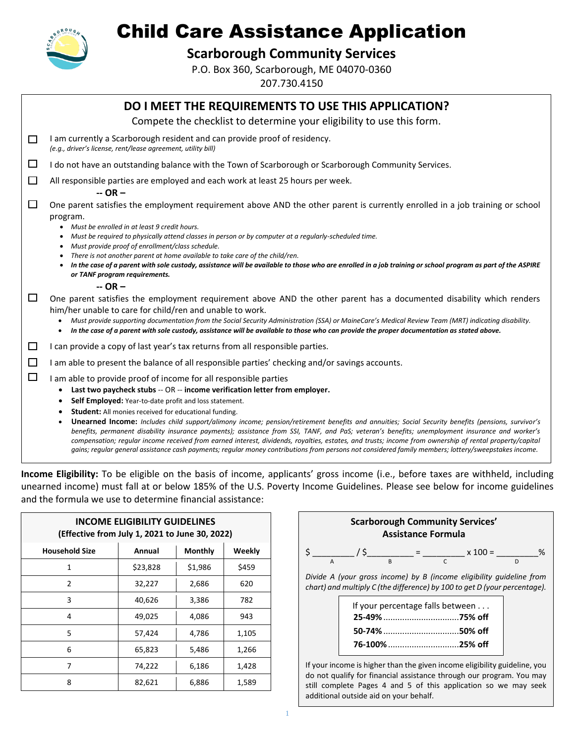# Child Care Assistance Application

## Scarborough Community Services

P.O. Box 360, Scarborough, ME 04070-0360

207.730.4150

## DO I MEET THE REQUIREMENTS TO USE THIS APPLICATION?

Compete the checklist to determine your eligibility to use this form.

- ☐ I am currently a Scarborough resident and can provide proof of residency.
  *(e.g., driver's license, rent/lease agreement, utility bill)*
- ☐ I do not have an outstanding balance with the Town of Scarborough or Scarborough Community Services.
- ☐ All responsible parties are employed and each work at least 25 hours per week.

  **-- OR –**
- ☐ One parent satisfies the employment requirement above AND the other parent is currently enrolled in a job training or school program.
  - *Must be enrolled in at least 9 credit hours.*
  - *Must be required to physically attend classes in person or by computer at a regularly-scheduled time.*
  - *Must provide proof of enrollment/class schedule.*
  - *There is not another parent at home available to take care of the child/ren.*
  - ***In the case of a parent with sole custody, assistance will be available to those who are enrolled in a job training or school program as part of the ASPIRE or TANF program requirements.***

  **-- OR –**
- ☐ One parent satisfies the employment requirement above AND the other parent has a documented disability which renders him/her unable to care for child/ren and unable to work.
  - *Must provide supporting documentation from the Social Security Administration (SSA) or MaineCare's Medical Review Team (MRT) indicating disability.*
  - ***In the case of a parent with sole custody, assistance will be available to those who can provide the proper documentation as stated above.***
- ☐ I can provide a copy of last year's tax returns from all responsible parties.
- ☐ I am able to present the balance of all responsible parties' checking and/or savings accounts.
- ☐ I am able to provide proof of income for all responsible parties
  - **Last two paycheck stubs** -- OR -- **income verification letter from employer.**
  - **Self Employed:** Year-to-date profit and loss statement.
  - **Student:** All monies received for educational funding.
  - **Unearned Income:** *Includes child support/alimony income; pension/retirement benefits and annuities; Social Security benefits (pensions, survivor's benefits, permanent disability insurance payments); assistance from SSI, TANF, and PaS; veteran's benefits; unemployment insurance and worker's compensation; regular income received from earned interest, dividends, royalties, estates, and trusts; income from ownership of rental property/capital gains; regular general assistance cash payments; regular money contributions from persons not considered family members; lottery/sweepstakes income.*

**Income Eligibility:** To be eligible on the basis of income, applicants' gross income (i.e., before taxes are withheld, including unearned income) must fall at or below 185% of the U.S. Poverty Income Guidelines. Please see below for income guidelines and the formula we use to determine financial assistance:

**INCOME ELIGIBILITY GUIDELINES**
**(Effective from July 1, 2021 to June 30, 2022)**

| Household Size | Annual | Monthly | Weekly |
|---|---|---|---|
| 1 | $23,828 | $1,986 | $459 |
| 2 | 32,227 | 2,686 | 620 |
| 3 | 40,626 | 3,386 | 782 |
| 4 | 49,025 | 4,086 | 943 |
| 5 | 57,424 | 4,786 | 1,105 |
| 6 | 65,823 | 5,486 | 1,266 |
| 7 | 74,222 | 6,186 | 1,428 |
| 8 | 82,621 | 6,886 | 1,589 |

**Scarborough Community Services' Assistance Formula**

$ ________ / $__________ = _________ x 100 = _________%
(A / B = C x 100 = D)

*Divide A (your gross income) by B (income eligibility guideline from chart) and multiply C (the difference) by 100 to get D (your percentage).*

If your percentage falls between . . .

- **25-49%**................................**75% off**
- **50-74%**................................**50% off**
- **76-100%**..............................**25% off**

If your income is higher than the given income eligibility guideline, you do not qualify for financial assistance through our program. You may still complete Pages 4 and 5 of this application so we may seek additional outside aid on your behalf.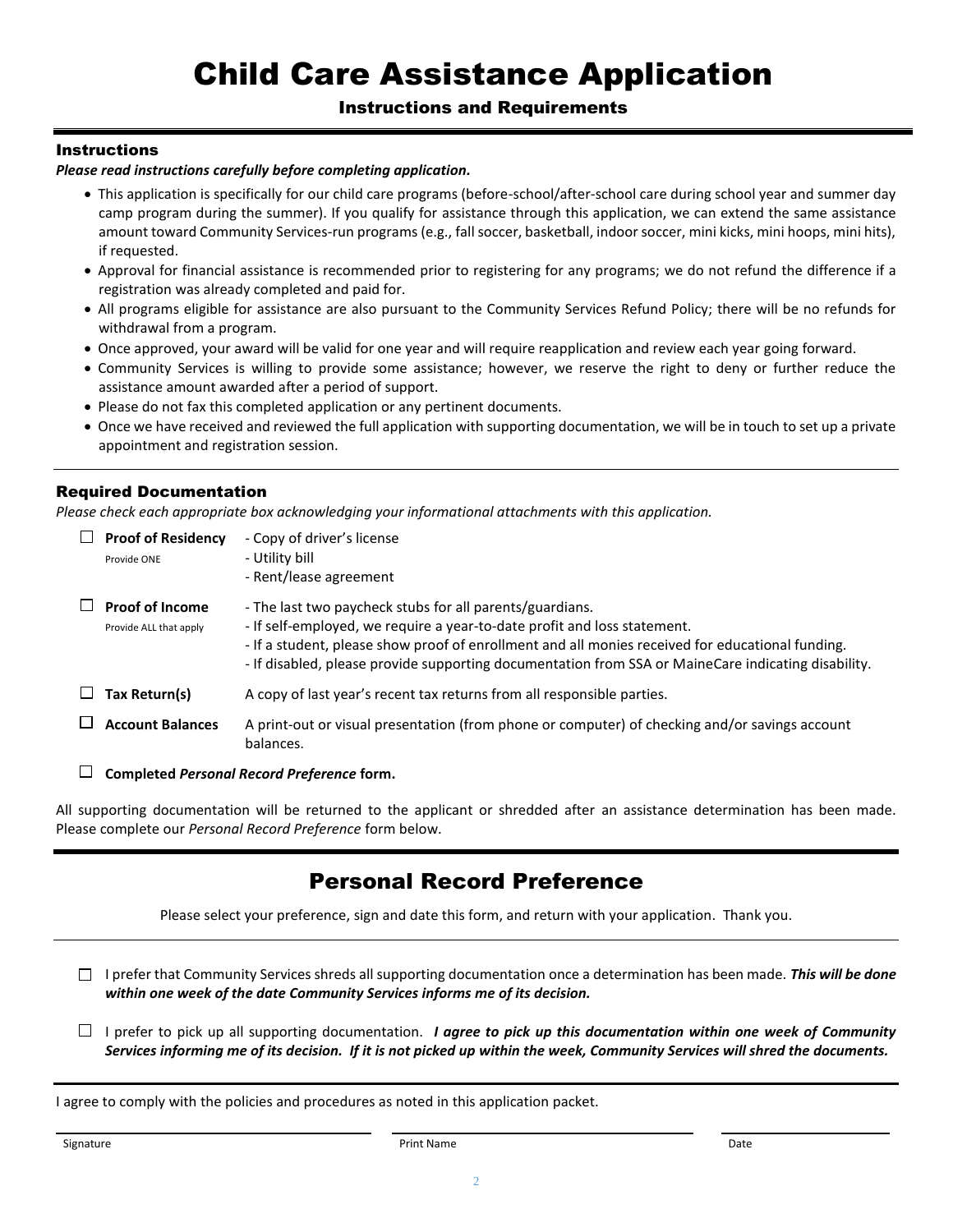# Child Care Assistance Application

## Instructions and Requirements

### Instructions

***Please read instructions carefully before completing application.***

- This application is specifically for our child care programs (before-school/after-school care during school year and summer day camp program during the summer). If you qualify for assistance through this application, we can extend the same assistance amount toward Community Services-run programs (e.g., fall soccer, basketball, indoor soccer, mini kicks, mini hoops, mini hits), if requested.
- Approval for financial assistance is recommended prior to registering for any programs; we do not refund the difference if a registration was already completed and paid for.
- All programs eligible for assistance are also pursuant to the Community Services Refund Policy; there will be no refunds for withdrawal from a program.
- Once approved, your award will be valid for one year and will require reapplication and review each year going forward.
- Community Services is willing to provide some assistance; however, we reserve the right to deny or further reduce the assistance amount awarded after a period of support.
- Please do not fax this completed application or any pertinent documents.
- Once we have received and reviewed the full application with supporting documentation, we will be in touch to set up a private appointment and registration session.

### Required Documentation

*Please check each appropriate box acknowledging your informational attachments with this application.*

- ☐ **Proof of Residency** (Provide ONE)
  - Copy of driver's license
  - Utility bill
  - Rent/lease agreement
- ☐ **Proof of Income** (Provide ALL that apply)
  - The last two paycheck stubs for all parents/guardians.
  - If self-employed, we require a year-to-date profit and loss statement.
  - If a student, please show proof of enrollment and all monies received for educational funding.
  - If disabled, please provide supporting documentation from SSA or MaineCare indicating disability.
- ☐ **Tax Return(s)** A copy of last year's recent tax returns from all responsible parties.
- ☐ **Account Balances** A print-out or visual presentation (from phone or computer) of checking and/or savings account balances.
- ☐ **Completed *Personal Record Preference* form.**

All supporting documentation will be returned to the applicant or shredded after an assistance determination has been made. Please complete our *Personal Record Preference* form below.

## Personal Record Preference

Please select your preference, sign and date this form, and return with your application. Thank you.

☐ I prefer that Community Services shreds all supporting documentation once a determination has been made. ***This will be done within one week of the date Community Services informs me of its decision.***

☐ I prefer to pick up all supporting documentation. ***I agree to pick up this documentation within one week of Community Services informing me of its decision. If it is not picked up within the week, Community Services will shred the documents.***

I agree to comply with the policies and procedures as noted in this application packet.

Signature ____________________ Print Name ____________________ Date ____________________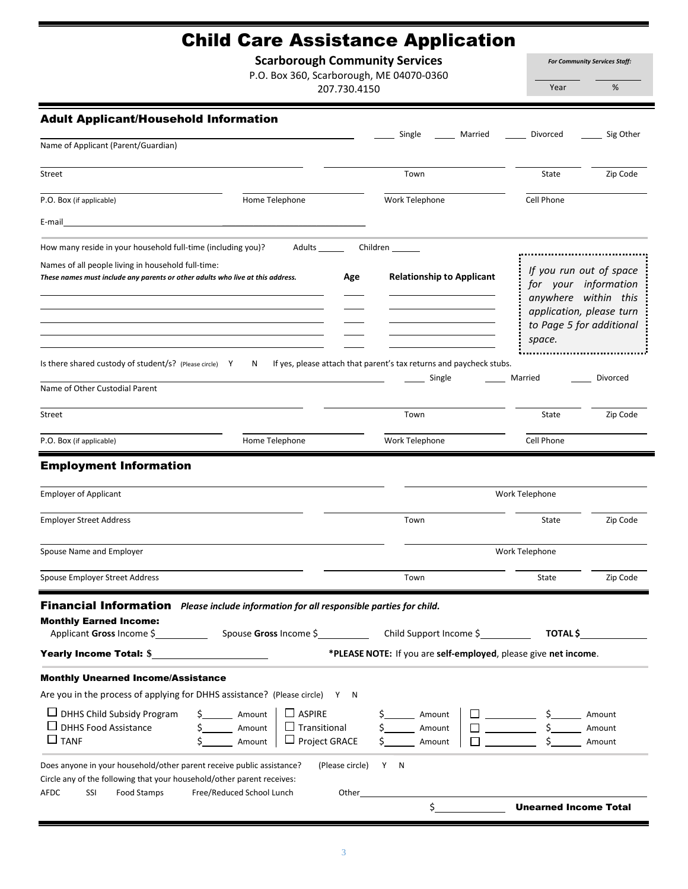# Child Care Assistance Application

**Scarborough Community Services**

P.O. Box 360, Scarborough, ME 04070-0360

207.730.4150

*For Community Services Staff:*

_______ Year _______ %

## Adult Applicant/Household Information

Name of Applicant (Parent/Guardian) ________________ ____ Single ____ Married ____ Divorced ____ Sig Other

Street ________________ Town ________________ State ______ Zip Code ______

P.O. Box (if applicable) ________ Home Telephone ________ Work Telephone ________ Cell Phone ________

E-mail ________________________________

How many reside in your household full-time (including you)? Adults ______ Children ______

Names of all people living in household full-time:
*These names must include any parents or other adults who live at this address.*

| Name | Age | Relationship to Applicant |
|---|---|---|
| | | |
| | | |
| | | |
| | | |

*If you run out of space for your information anywhere within this application, please turn to Page 5 for additional space.*

Is there shared custody of student/s? (Please circle) Y N If yes, please attach that parent's tax returns and paycheck stubs.

Name of Other Custodial Parent ________________ ____ Single ____ Married ____ Divorced

Street ________________ Town ________________ State ______ Zip Code ______

P.O. Box (if applicable) ________ Home Telephone ________ Work Telephone ________ Cell Phone ________

## Employment Information

Employer of Applicant ________________ Work Telephone ________________

Employer Street Address ________________ Town ________ State ______ Zip Code ______

Spouse Name and Employer ________________ Work Telephone ________________

Spouse Employer Street Address ________________ Town ________ State ______ Zip Code ______

## Financial Information *Please include information for all responsible parties for child.*

### Monthly Earned Income:

Applicant **Gross** Income $__________ Spouse **Gross** Income $__________ Child Support Income $__________ **TOTAL $**__________

**Yearly Income Total:** $____________________ ***PLEASE NOTE:** If you are **self-employed**, please give **net income**.

### Monthly Unearned Income/Assistance

Are you in the process of applying for DHHS assistance? (Please circle) Y N

| | | | | | |
|---|---|---|---|---|---|
| ☐ DHHS Child Subsidy Program | $______ Amount | ☐ ASPIRE | $______ Amount | ☐ __________ | $______ Amount |
| ☐ DHHS Food Assistance | $______ Amount | ☐ Transitional | $______ Amount | ☐ __________ | $______ Amount |
| ☐ TANF | $______ Amount | ☐ Project GRACE | $______ Amount | ☐ __________ | $______ Amount |

Does anyone in your household/other parent receive public assistance? (Please circle) Y N

Circle any of the following that your household/other parent receives:

AFDC SSI Food Stamps Free/Reduced School Lunch Other________________

$______________ **Unearned Income Total**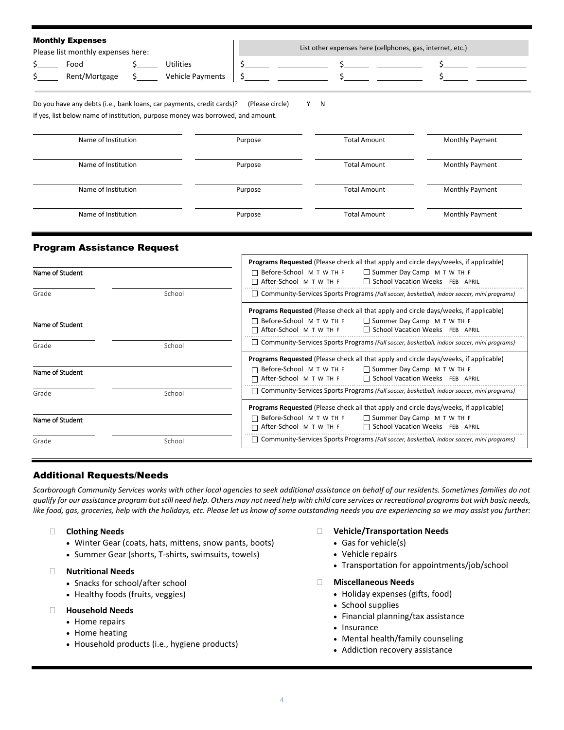### Monthly Expenses

Please list monthly expenses here:

| | | | |
|---|---|---|---|
| $_____ | Food | $_____ | Utilities |
| $_____ | Rent/Mortgage | $_____ | Vehicle Payments |

List other expenses here (cellphones, gas, internet, etc.)

| | | | | | |
|---|---|---|---|---|---|
| $_____ | __________ | $_____ | __________ | $_____ | __________ |
| $_____ | __________ | $_____ | __________ | $_____ | __________ |

Do you have any debts (i.e., bank loans, car payments, credit cards)? (Please circle) Y N

If yes, list below name of institution, purpose money was borrowed, and amount.

| Name of Institution | Purpose | Total Amount | Monthly Payment |
|---|---|---|---|
| | | | |
| | | | |
| | | | |
| | | | |

## Program Assistance Request

| Student | Programs Requested |
|---|---|
| Name of Student ______ Grade ______ School ______ | **Programs Requested** (Please check all that apply and circle days/weeks, if applicable) ☐ Before-School M T W TH F ☐ Summer Day Camp M T W TH F ☐ After-School M T W TH F ☐ School Vacation Weeks FEB APRIL ☐ Community-Services Sports Programs *(Fall soccer, basketball, indoor soccer, mini programs)* |
| Name of Student ______ Grade ______ School ______ | **Programs Requested** (Please check all that apply and circle days/weeks, if applicable) ☐ Before-School M T W TH F ☐ Summer Day Camp M T W TH F ☐ After-School M T W TH F ☐ School Vacation Weeks FEB APRIL ☐ Community-Services Sports Programs *(Fall soccer, basketball, indoor soccer, mini programs)* |
| Name of Student ______ Grade ______ School ______ | **Programs Requested** (Please check all that apply and circle days/weeks, if applicable) ☐ Before-School M T W TH F ☐ Summer Day Camp M T W TH F ☐ After-School M T W TH F ☐ School Vacation Weeks FEB APRIL ☐ Community-Services Sports Programs *(Fall soccer, basketball, indoor soccer, mini programs)* |
| Name of Student ______ Grade ______ School ______ | **Programs Requested** (Please check all that apply and circle days/weeks, if applicable) ☐ Before-School M T W TH F ☐ Summer Day Camp M T W TH F ☐ After-School M T W TH F ☐ School Vacation Weeks FEB APRIL ☐ Community-Services Sports Programs *(Fall soccer, basketball, indoor soccer, mini programs)* |

## Additional Requests/Needs

*Scarborough Community Services works with other local agencies to seek additional assistance on behalf of our residents. Sometimes families do not qualify for our assistance program but still need help. Others may not need help with child care services or recreational programs but with basic needs, like food, gas, groceries, help with the holidays, etc. Please let us know of some outstanding needs you are experiencing so we may assist you further:*

☐ **Clothing Needs**
- Winter Gear (coats, hats, mittens, snow pants, boots)
- Summer Gear (shorts, T-shirts, swimsuits, towels)

☐ **Nutritional Needs**
- Snacks for school/after school
- Healthy foods (fruits, veggies)

☐ **Household Needs**
- Home repairs
- Home heating
- Household products (i.e., hygiene products)

☐ **Vehicle/Transportation Needs**
- Gas for vehicle(s)
- Vehicle repairs
- Transportation for appointments/job/school

☐ **Miscellaneous Needs**
- Holiday expenses (gifts, food)
- School supplies
- Financial planning/tax assistance
- Insurance
- Mental health/family counseling
- Addiction recovery assistance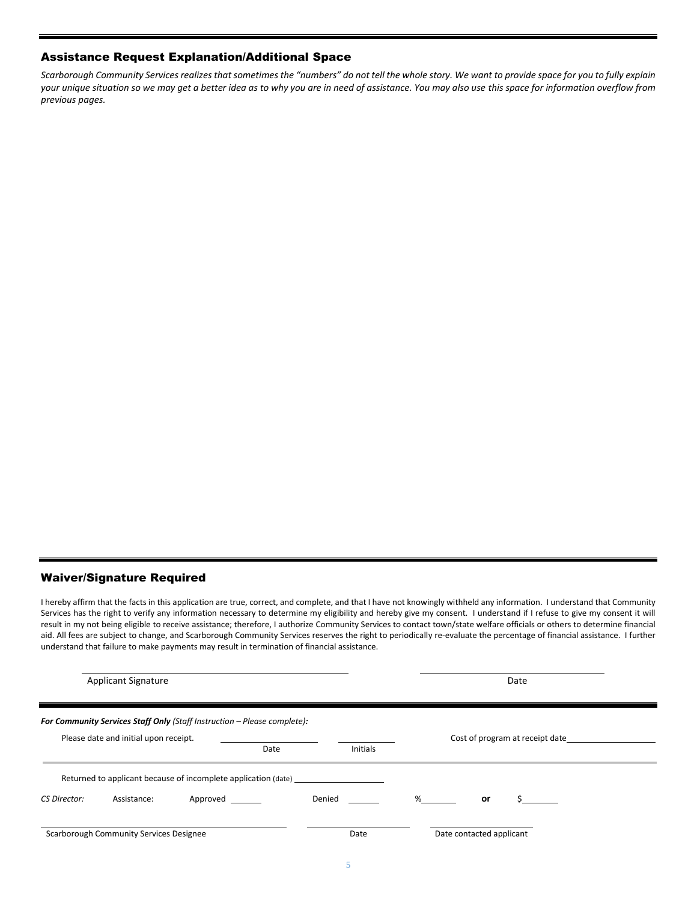## Assistance Request Explanation/Additional Space

*Scarborough Community Services realizes that sometimes the "numbers" do not tell the whole story. We want to provide space for you to fully explain your unique situation so we may get a better idea as to why you are in need of assistance. You may also use this space for information overflow from previous pages.*

## Waiver/Signature Required

I hereby affirm that the facts in this application are true, correct, and complete, and that I have not knowingly withheld any information. I understand that Community Services has the right to verify any information necessary to determine my eligibility and hereby give my consent. I understand if I refuse to give my consent it will result in my not being eligible to receive assistance; therefore, I authorize Community Services to contact town/state welfare officials or others to determine financial aid. All fees are subject to change, and Scarborough Community Services reserves the right to periodically re-evaluate the percentage of financial assistance. I further understand that failure to make payments may result in termination of financial assistance.

______________________________ Applicant Signature

______________________________ Date

***For Community Services Staff Only** (Staff Instruction – Please complete):*

Please date and initial upon receipt. ____________ Date ____________ Initials

Cost of program at receipt date____________

Returned to applicant because of incomplete application (date) ____________

*CS Director:* Assistance: Approved ______ Denied ______ %______ **or** $______

______________________________ Scarborough Community Services Designee

____________ Date

____________ Date contacted applicant